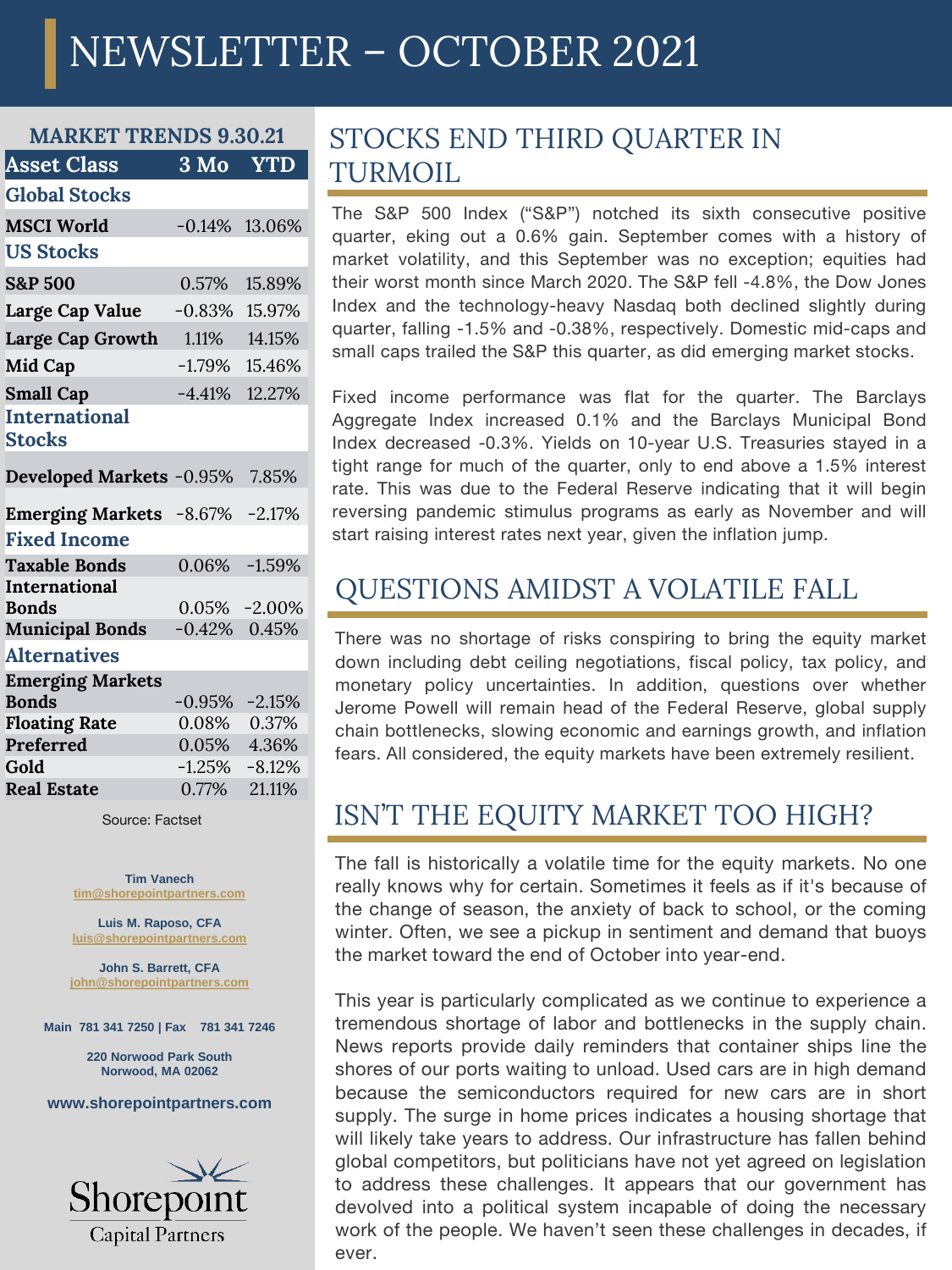# NEWSLETTER – OCTOBER 2021

## MARKET TRENDS 9.30.21

| Asset Class | 3 Mo | YTD |
|---|---|---|
| **Global Stocks** | | |
| **MSCI World** | -0.14% | 13.06% |
| **US Stocks** | | |
| **S&P 500** | 0.57% | 15.89% |
| **Large Cap Value** | -0.83% | 15.97% |
| **Large Cap Growth** | 1.11% | 14.15% |
| **Mid Cap** | -1.79% | 15.46% |
| **Small Cap** | -4.41% | 12.27% |
| **International Stocks** | | |
| **Developed Markets** | -0.95% | 7.85% |
| **Emerging Markets** | -8.67% | -2.17% |
| **Fixed Income** | | |
| **Taxable Bonds** | 0.06% | -1.59% |
| **International Bonds** | 0.05% | -2.00% |
| **Municipal Bonds** | -0.42% | 0.45% |
| **Alternatives** | | |
| **Emerging Markets Bonds** | -0.95% | -2.15% |
| **Floating Rate** | 0.08% | 0.37% |
| **Preferred** | 0.05% | 4.36% |
| **Gold** | -1.25% | -8.12% |
| **Real Estate** | 0.77% | 21.11% |

Source: Factset

**Tim Vanech**
tim@shorepointpartners.com

**Luis M. Raposo, CFA**
luis@shorepointpartners.com

**John S. Barrett, CFA**
john@shorepointpartners.com

**Main 781 341 7250 | Fax 781 341 7246**

**220 Norwood Park South**
**Norwood, MA 02062**

**www.shorepointpartners.com**

Shorepoint
Capital Partners

## STOCKS END THIRD QUARTER IN TURMOIL

The S&P 500 Index ("S&P") notched its sixth consecutive positive quarter, eking out a 0.6% gain. September comes with a history of market volatility, and this September was no exception; equities had their worst month since March 2020. The S&P fell -4.8%, the Dow Jones Index and the technology-heavy Nasdaq both declined slightly during quarter, falling -1.5% and -0.38%, respectively. Domestic mid-caps and small caps trailed the S&P this quarter, as did emerging market stocks.

Fixed income performance was flat for the quarter. The Barclays Aggregate Index increased 0.1% and the Barclays Municipal Bond Index decreased -0.3%. Yields on 10-year U.S. Treasuries stayed in a tight range for much of the quarter, only to end above a 1.5% interest rate. This was due to the Federal Reserve indicating that it will begin reversing pandemic stimulus programs as early as November and will start raising interest rates next year, given the inflation jump.

## QUESTIONS AMIDST A VOLATILE FALL

There was no shortage of risks conspiring to bring the equity market down including debt ceiling negotiations, fiscal policy, tax policy, and monetary policy uncertainties. In addition, questions over whether Jerome Powell will remain head of the Federal Reserve, global supply chain bottlenecks, slowing economic and earnings growth, and inflation fears. All considered, the equity markets have been extremely resilient.

## ISN'T THE EQUITY MARKET TOO HIGH?

The fall is historically a volatile time for the equity markets. No one really knows why for certain. Sometimes it feels as if it's because of the change of season, the anxiety of back to school, or the coming winter. Often, we see a pickup in sentiment and demand that buoys the market toward the end of October into year-end.

This year is particularly complicated as we continue to experience a tremendous shortage of labor and bottlenecks in the supply chain. News reports provide daily reminders that container ships line the shores of our ports waiting to unload. Used cars are in high demand because the semiconductors required for new cars are in short supply. The surge in home prices indicates a housing shortage that will likely take years to address. Our infrastructure has fallen behind global competitors, but politicians have not yet agreed on legislation to address these challenges. It appears that our government has devolved into a political system incapable of doing the necessary work of the people. We haven't seen these challenges in decades, if ever.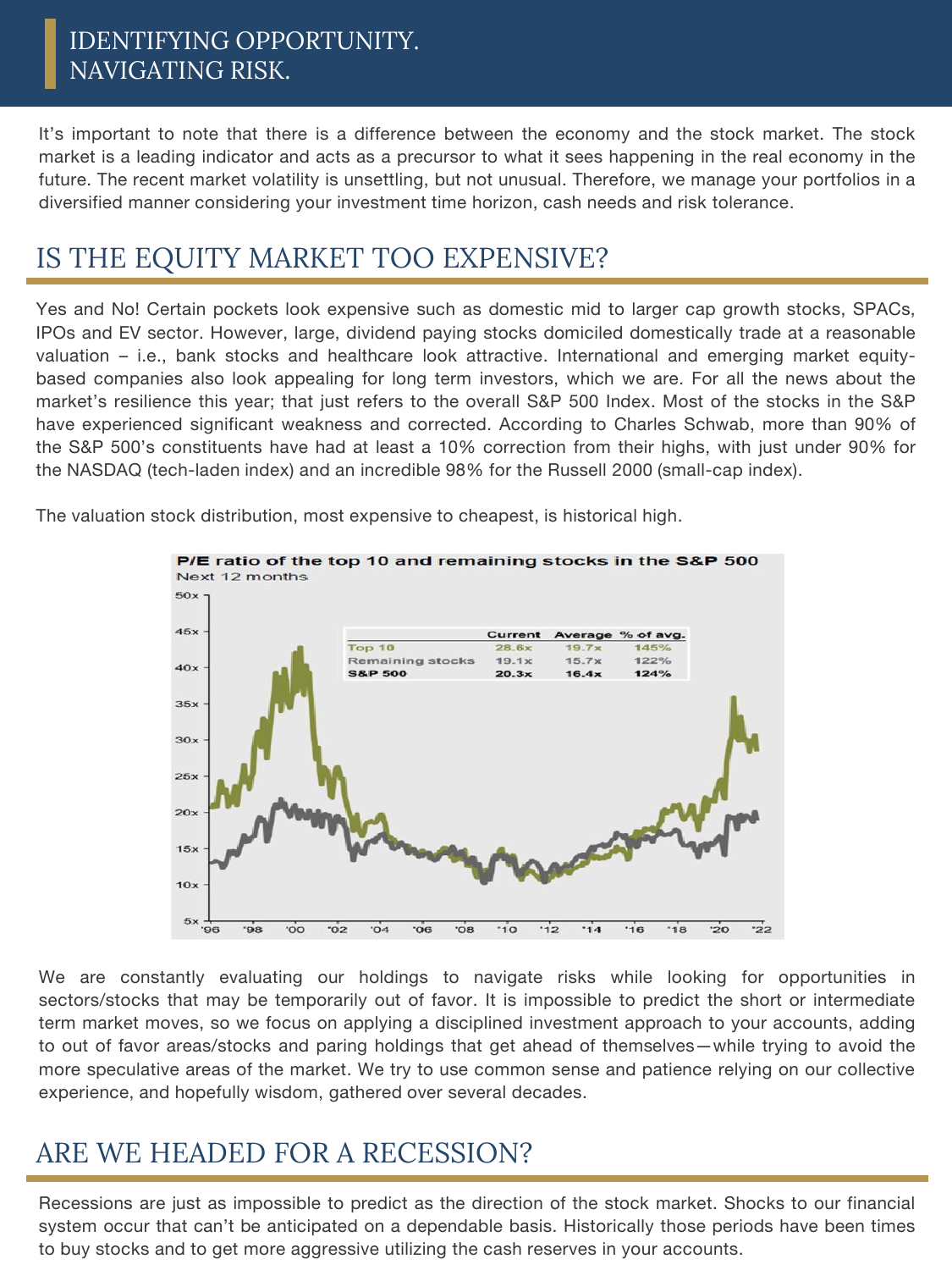# IDENTIFYING OPPORTUNITY. NAVIGATING RISK.

It's important to note that there is a difference between the economy and the stock market. The stock market is a leading indicator and acts as a precursor to what it sees happening in the real economy in the future. The recent market volatility is unsettling, but not unusual. Therefore, we manage your portfolios in a diversified manner considering your investment time horizon, cash needs and risk tolerance.

## IS THE EQUITY MARKET TOO EXPENSIVE?

Yes and No! Certain pockets look expensive such as domestic mid to larger cap growth stocks, SPACs, IPOs and EV sector. However, large, dividend paying stocks domiciled domestically trade at a reasonable valuation – i.e., bank stocks and healthcare look attractive. International and emerging market equity-based companies also look appealing for long term investors, which we are. For all the news about the market's resilience this year; that just refers to the overall S&P 500 Index. Most of the stocks in the S&P have experienced significant weakness and corrected. According to Charles Schwab, more than 90% of the S&P 500's constituents have had at least a 10% correction from their highs, with just under 90% for the NASDAQ (tech-laden index) and an incredible 98% for the Russell 2000 (small-cap index).

The valuation stock distribution, most expensive to cheapest, is historical high.

**P/E ratio of the top 10 and remaining stocks in the S&P 500**
Next 12 months

| | Current | Average | % of avg. |
|---|---|---|---|
| Top 10 | 28.6x | 19.7x | 145% |
| Remaining stocks | 19.1x | 15.7x | 122% |
| S&P 500 | 20.3x | 16.4x | 124% |

We are constantly evaluating our holdings to navigate risks while looking for opportunities in sectors/stocks that may be temporarily out of favor. It is impossible to predict the short or intermediate term market moves, so we focus on applying a disciplined investment approach to your accounts, adding to out of favor areas/stocks and paring holdings that get ahead of themselves—while trying to avoid the more speculative areas of the market. We try to use common sense and patience relying on our collective experience, and hopefully wisdom, gathered over several decades.

## ARE WE HEADED FOR A RECESSION?

Recessions are just as impossible to predict as the direction of the stock market. Shocks to our financial system occur that can't be anticipated on a dependable basis. Historically those periods have been times to buy stocks and to get more aggressive utilizing the cash reserves in your accounts.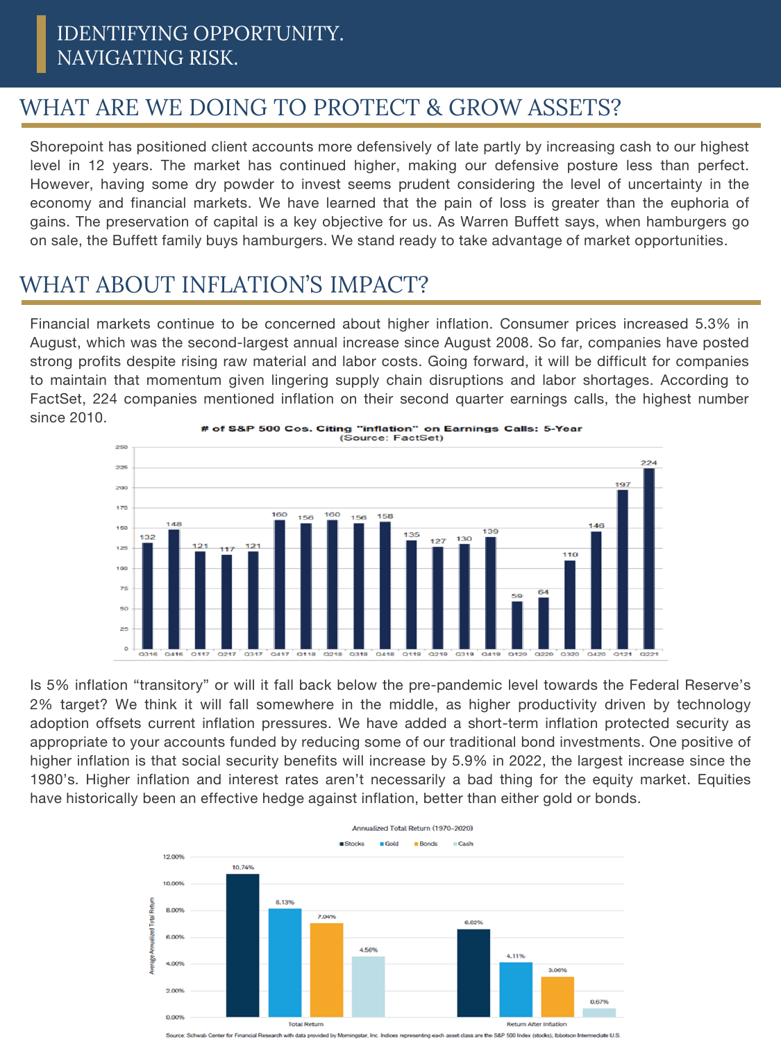# IDENTIFYING OPPORTUNITY. NAVIGATING RISK.

## WHAT ARE WE DOING TO PROTECT & GROW ASSETS?

Shorepoint has positioned client accounts more defensively of late partly by increasing cash to our highest level in 12 years. The market has continued higher, making our defensive posture less than perfect. However, having some dry powder to invest seems prudent considering the level of uncertainty in the economy and financial markets. We have learned that the pain of loss is greater than the euphoria of gains. The preservation of capital is a key objective for us. As Warren Buffett says, when hamburgers go on sale, the Buffett family buys hamburgers. We stand ready to take advantage of market opportunities.

## WHAT ABOUT INFLATION'S IMPACT?

Financial markets continue to be concerned about higher inflation. Consumer prices increased 5.3% in August, which was the second-largest annual increase since August 2008. So far, companies have posted strong profits despite rising raw material and labor costs. Going forward, it will be difficult for companies to maintain that momentum given lingering supply chain disruptions and labor shortages. According to FactSet, 224 companies mentioned inflation on their second quarter earnings calls, the highest number since 2010.

**# of S&P 500 Cos. Citing "inflation" on Earnings Calls: 5-Year**
(Source: FactSet)

| Quarter | Q316 | Q416 | Q117 | Q217 | Q317 | Q417 | Q118 | Q218 | Q318 | Q418 | Q119 | Q219 | Q319 | Q419 | Q120 | Q220 | Q320 | Q420 | Q121 | Q221 |
|---|---|---|---|---|---|---|---|---|---|---|---|---|---|---|---|---|---|---|---|---|
| # of Cos. | 132 | 148 | 121 | 117 | 121 | 160 | 156 | 160 | 156 | 158 | 135 | 127 | 130 | 139 | 59 | 64 | 110 | 146 | 197 | 224 |

Is 5% inflation "transitory" or will it fall back below the pre-pandemic level towards the Federal Reserve's 2% target? We think it will fall somewhere in the middle, as higher productivity driven by technology adoption offsets current inflation pressures. We have added a short-term inflation protected security as appropriate to your accounts funded by reducing some of our traditional bond investments. One positive of higher inflation is that social security benefits will increase by 5.9% in 2022, the largest increase since the 1980's. Higher inflation and interest rates aren't necessarily a bad thing for the equity market. Equities have historically been an effective hedge against inflation, better than either gold or bonds.

**Annualized Total Return (1970-2020)**

| Average Annualized Total Return | Stocks | Gold | Bonds | Cash |
|---|---|---|---|---|
| Total Return | 10.74% | 8.13% | 7.04% | 4.56% |
| Return After Inflation | 6.62% | 4.11% | 3.00% | 0.67% |

Source: Schwab Center for Financial Research with data provided by Morningstar, Inc. Indices representing each asset class are the S&P 500 Index (stocks), Ibbotson Intermediate U.S.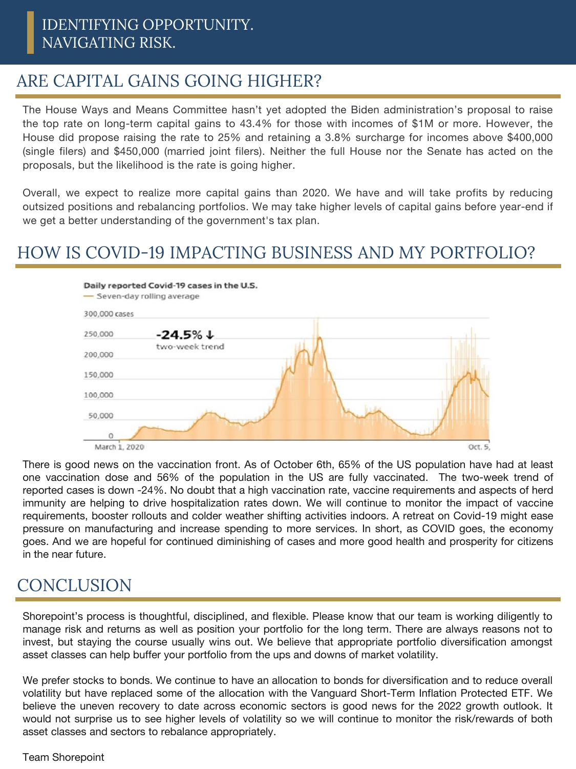IDENTIFYING OPPORTUNITY.
NAVIGATING RISK.

## ARE CAPITAL GAINS GOING HIGHER?

The House Ways and Means Committee hasn't yet adopted the Biden administration's proposal to raise the top rate on long-term capital gains to 43.4% for those with incomes of $1M or more. However, the House did propose raising the rate to 25% and retaining a 3.8% surcharge for incomes above $400,000 (single filers) and $450,000 (married joint filers). Neither the full House nor the Senate has acted on the proposals, but the likelihood is the rate is going higher.

Overall, we expect to realize more capital gains than 2020. We have and will take profits by reducing outsized positions and rebalancing portfolios. We may take higher levels of capital gains before year-end if we get a better understanding of the government's tax plan.

## HOW IS COVID-19 IMPACTING BUSINESS AND MY PORTFOLIO?

Daily reported Covid-19 cases in the U.S.

Seven-day rolling average

300,000 cases

250,000

200,000

150,000

100,000

50,000

0

-24.5% ↓

two-week trend

March 1, 2020

Oct. 5,

There is good news on the vaccination front. As of October 6th, 65% of the US population have had at least one vaccination dose and 56% of the population in the US are fully vaccinated. The two-week trend of reported cases is down -24%. No doubt that a high vaccination rate, vaccine requirements and aspects of herd immunity are helping to drive hospitalization rates down. We will continue to monitor the impact of vaccine requirements, booster rollouts and colder weather shifting activities indoors. A retreat on Covid-19 might ease pressure on manufacturing and increase spending to more services. In short, as COVID goes, the economy goes. And we are hopeful for continued diminishing of cases and more good health and prosperity for citizens in the near future.

## CONCLUSION

Shorepoint's process is thoughtful, disciplined, and flexible. Please know that our team is working diligently to manage risk and returns as well as position your portfolio for the long term. There are always reasons not to invest, but staying the course usually wins out. We believe that appropriate portfolio diversification amongst asset classes can help buffer your portfolio from the ups and downs of market volatility.

We prefer stocks to bonds. We continue to have an allocation to bonds for diversification and to reduce overall volatility but have replaced some of the allocation with the Vanguard Short-Term Inflation Protected ETF. We believe the uneven recovery to date across economic sectors is good news for the 2022 growth outlook. It would not surprise us to see higher levels of volatility so we will continue to monitor the risk/rewards of both asset classes and sectors to rebalance appropriately.

Team Shorepoint